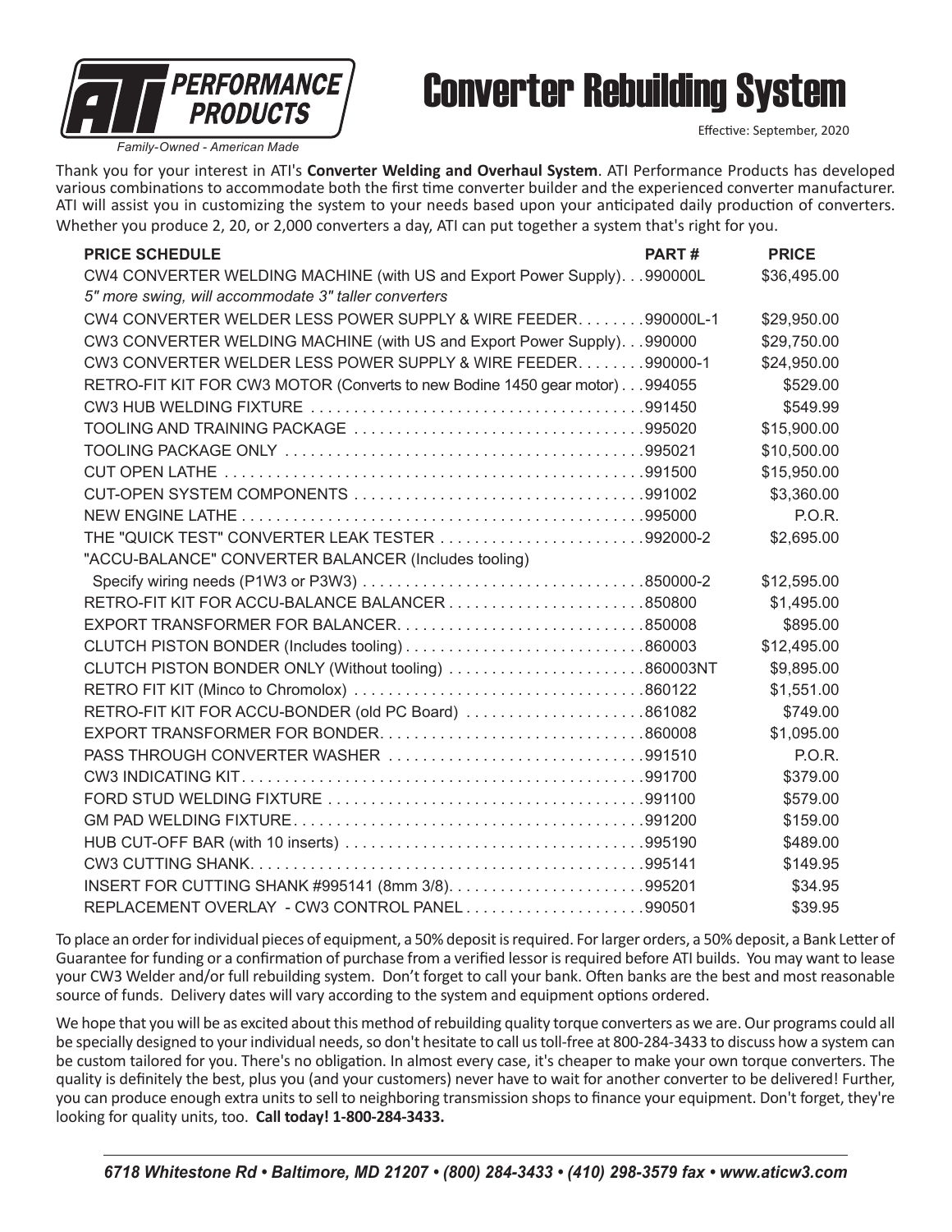ATI PERFORMANCE PRODUCTS

*Family-Owned - American Made*

# Converter Rebuilding System

Effective: September, 2020

Thank you for your interest in ATI's **Converter Welding and Overhaul System**. ATI Performance Products has developed various combinations to accommodate both the first time converter builder and the experienced converter manufacturer. ATI will assist you in customizing the system to your needs based upon your anticipated daily production of converters. Whether you produce 2, 20, or 2,000 converters a day, ATI can put together a system that's right for you.

| PRICE SCHEDULE | PART # | PRICE |
|---|---|---|
| CW4 CONVERTER WELDING MACHINE (with US and Export Power Supply)<br>*5" more swing, will accommodate 3" taller converters* | 990000L | $36,495.00 |
| CW4 CONVERTER WELDER LESS POWER SUPPLY & WIRE FEEDER | 990000L-1 | $29,950.00 |
| CW3 CONVERTER WELDING MACHINE (with US and Export Power Supply) | 990000 | $29,750.00 |
| CW3 CONVERTER WELDER LESS POWER SUPPLY & WIRE FEEDER | 990000-1 | $24,950.00 |
| RETRO-FIT KIT FOR CW3 MOTOR (Converts to new Bodine 1450 gear motor) | 994055 | $529.00 |
| CW3 HUB WELDING FIXTURE | 991450 | $549.99 |
| TOOLING AND TRAINING PACKAGE | 995020 | $15,900.00 |
| TOOLING PACKAGE ONLY | 995021 | $10,500.00 |
| CUT OPEN LATHE | 991500 | $15,950.00 |
| CUT-OPEN SYSTEM COMPONENTS | 991002 | $3,360.00 |
| NEW ENGINE LATHE | 995000 | P.O.R. |
| THE "QUICK TEST" CONVERTER LEAK TESTER | 992000-2 | $2,695.00 |
| "ACCU-BALANCE" CONVERTER BALANCER (Includes tooling)<br>Specify wiring needs (P1W3 or P3W3) | 850000-2 | $12,595.00 |
| RETRO-FIT KIT FOR ACCU-BALANCE BALANCER | 850800 | $1,495.00 |
| EXPORT TRANSFORMER FOR BALANCER | 850008 | $895.00 |
| CLUTCH PISTON BONDER (Includes tooling) | 860003 | $12,495.00 |
| CLUTCH PISTON BONDER ONLY (Without tooling) | 860003NT | $9,895.00 |
| RETRO FIT KIT (Minco to Chromolox) | 860122 | $1,551.00 |
| RETRO-FIT KIT FOR ACCU-BONDER (old PC Board) | 861082 | $749.00 |
| EXPORT TRANSFORMER FOR BONDER | 860008 | $1,095.00 |
| PASS THROUGH CONVERTER WASHER | 991510 | P.O.R. |
| CW3 INDICATING KIT | 991700 | $379.00 |
| FORD STUD WELDING FIXTURE | 991100 | $579.00 |
| GM PAD WELDING FIXTURE | 991200 | $159.00 |
| HUB CUT-OFF BAR (with 10 inserts) | 995190 | $489.00 |
| CW3 CUTTING SHANK | 995141 | $149.95 |
| INSERT FOR CUTTING SHANK #995141 (8mm 3/8) | 995201 | $34.95 |
| REPLACEMENT OVERLAY - CW3 CONTROL PANEL | 990501 | $39.95 |

To place an order for individual pieces of equipment, a 50% deposit is required. For larger orders, a 50% deposit, a Bank Letter of Guarantee for funding or a confirmation of purchase from a verified lessor is required before ATI builds. You may want to lease your CW3 Welder and/or full rebuilding system. Don't forget to call your bank. Often banks are the best and most reasonable source of funds. Delivery dates will vary according to the system and equipment options ordered.

We hope that you will be as excited about this method of rebuilding quality torque converters as we are. Our programs could all be specially designed to your individual needs, so don't hesitate to call us toll-free at 800-284-3433 to discuss how a system can be custom tailored for you. There's no obligation. In almost every case, it's cheaper to make your own torque converters. The quality is definitely the best, plus you (and your customers) never have to wait for another converter to be delivered! Further, you can produce enough extra units to sell to neighboring transmission shops to finance your equipment. Don't forget, they're looking for quality units, too. **Call today! 1-800-284-3433.**

*6718 Whitestone Rd • Baltimore, MD 21207 • (800) 284-3433 • (410) 298-3579 fax • www.aticw3.com*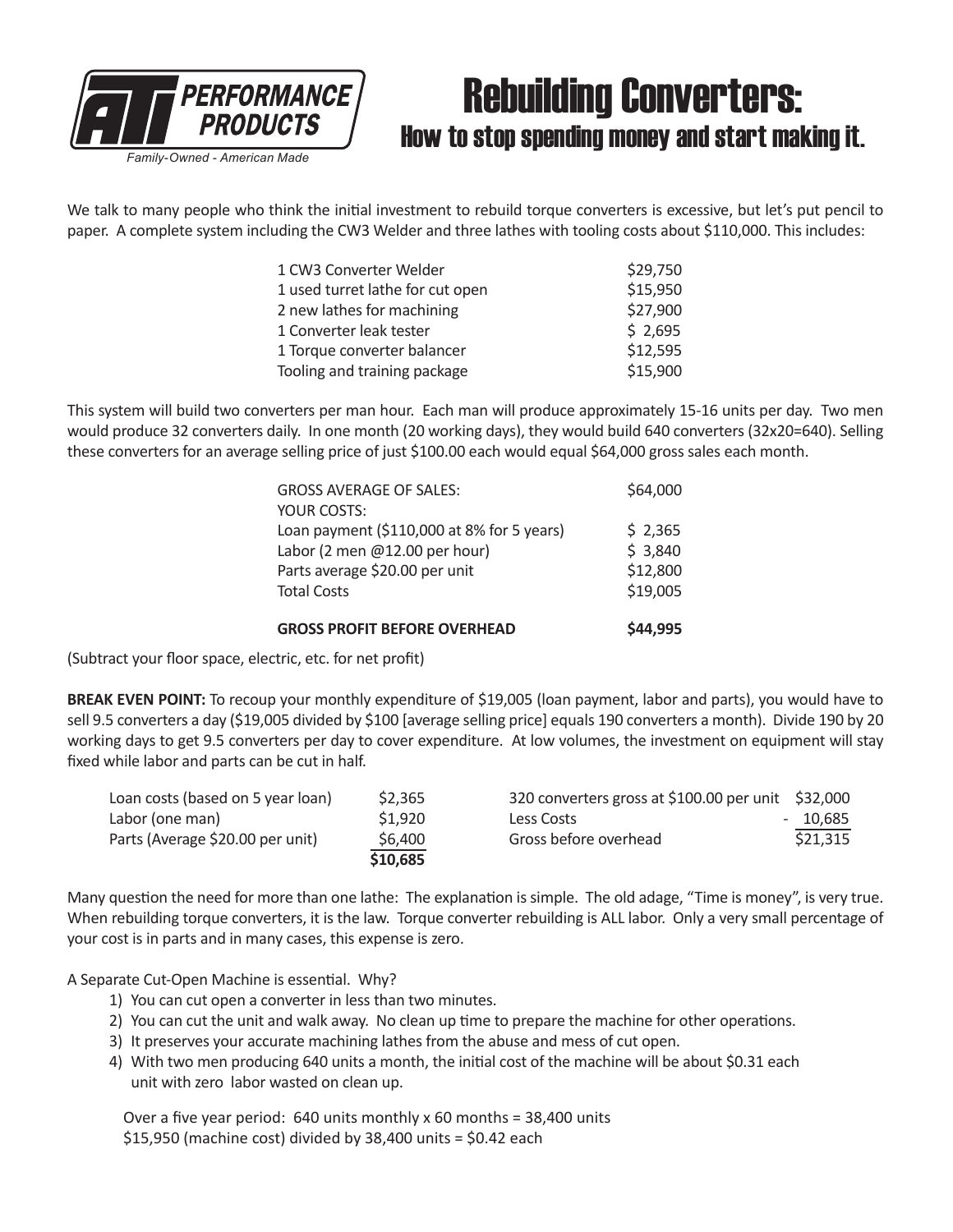ATI PERFORMANCE PRODUCTS

*Family-Owned - American Made*

# Rebuilding Converters:
## How to stop spending money and start making it.

We talk to many people who think the initial investment to rebuild torque converters is excessive, but let's put pencil to paper. A complete system including the CW3 Welder and three lathes with tooling costs about $110,000. This includes:

| Item | Cost |
|---|---|
| 1 CW3 Converter Welder | $29,750 |
| 1 used turret lathe for cut open | $15,950 |
| 2 new lathes for machining | $27,900 |
| 1 Converter leak tester | $ 2,695 |
| 1 Torque converter balancer | $12,595 |
| Tooling and training package | $15,900 |

This system will build two converters per man hour. Each man will produce approximately 15-16 units per day. Two men would produce 32 converters daily. In one month (20 working days), they would build 640 converters (32x20=640). Selling these converters for an average selling price of just $100.00 each would equal $64,000 gross sales each month.

| | |
|---|---|
| GROSS AVERAGE OF SALES: | $64,000 |
| YOUR COSTS: | |
| Loan payment ($110,000 at 8% for 5 years) | $ 2,365 |
| Labor (2 men @12.00 per hour) | $ 3,840 |
| Parts average $20.00 per unit | $12,800 |
| Total Costs | $19,005 |
| **GROSS PROFIT BEFORE OVERHEAD** | **$44,995** |

(Subtract your floor space, electric, etc. for net profit)

**BREAK EVEN POINT:** To recoup your monthly expenditure of $19,005 (loan payment, labor and parts), you would have to sell 9.5 converters a day ($19,005 divided by $100 [average selling price] equals 190 converters a month). Divide 190 by 20 working days to get 9.5 converters per day to cover expenditure. At low volumes, the investment on equipment will stay fixed while labor and parts can be cut in half.

| | |
|---|---|
| Loan costs (based on 5 year loan) | $2,365 |
| Labor (one man) | $1,920 |
| Parts (Average $20.00 per unit) | $6,400 |
| | **$10,685** |

| | |
|---|---|
| 320 converters gross at $100.00 per unit | $32,000 |
| Less Costs | - 10,685 |
| Gross before overhead | $21,315 |

Many question the need for more than one lathe: The explanation is simple. The old adage, "Time is money", is very true. When rebuilding torque converters, it is the law. Torque converter rebuilding is ALL labor. Only a very small percentage of your cost is in parts and in many cases, this expense is zero.

A Separate Cut-Open Machine is essential. Why?

1) You can cut open a converter in less than two minutes.
2) You can cut the unit and walk away. No clean up time to prepare the machine for other operations.
3) It preserves your accurate machining lathes from the abuse and mess of cut open.
4) With two men producing 640 units a month, the initial cost of the machine will be about $0.31 each unit with zero labor wasted on clean up.

Over a five year period: 640 units monthly x 60 months = 38,400 units
$15,950 (machine cost) divided by 38,400 units = $0.42 each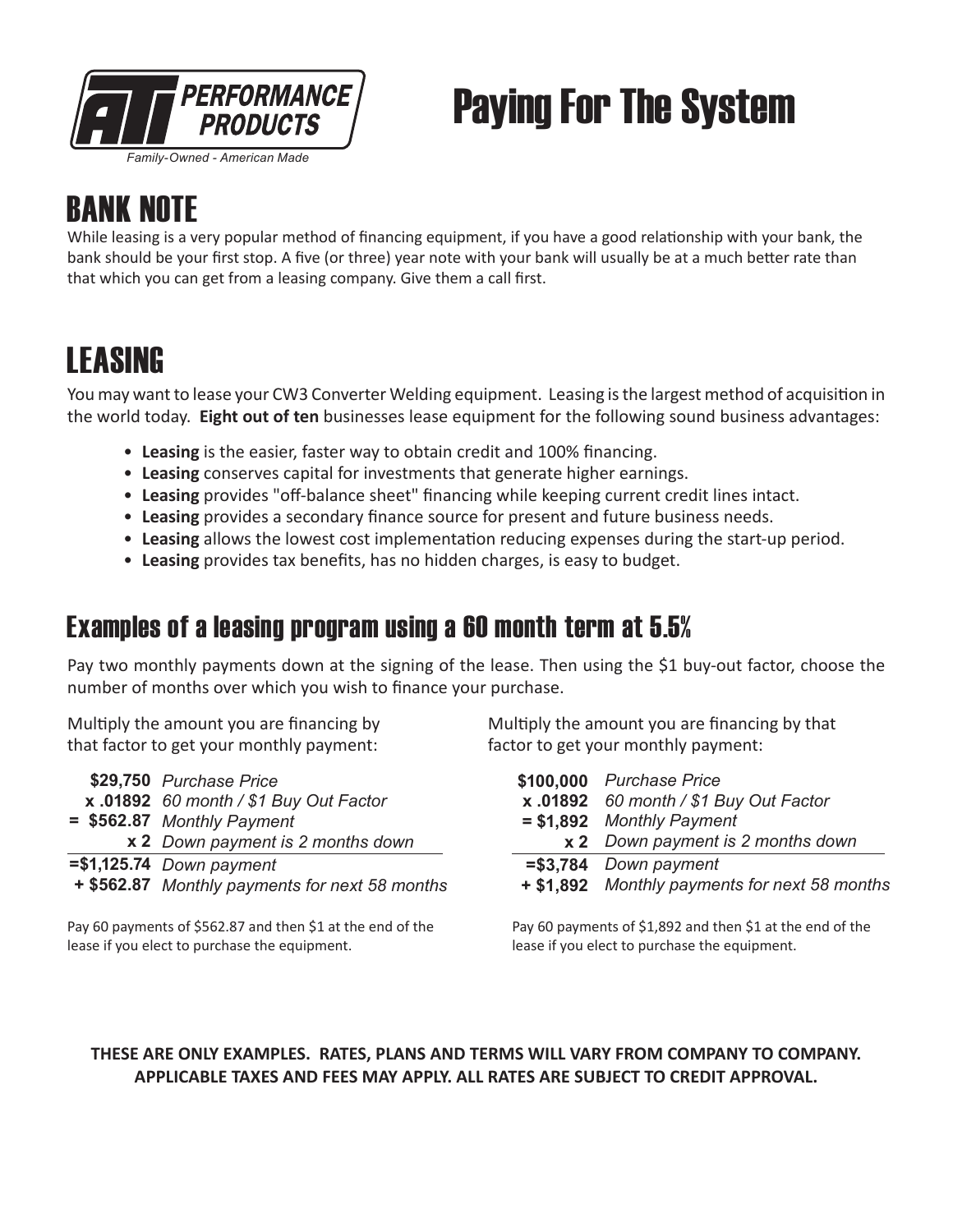# Paying For The System

## BANK NOTE

While leasing is a very popular method of financing equipment, if you have a good relationship with your bank, the bank should be your first stop. A five (or three) year note with your bank will usually be at a much better rate than that which you can get from a leasing company. Give them a call first.

## LEASING

You may want to lease your CW3 Converter Welding equipment. Leasing is the largest method of acquisition in the world today. **Eight out of ten** businesses lease equipment for the following sound business advantages:

- **Leasing** is the easier, faster way to obtain credit and 100% financing.
- **Leasing** conserves capital for investments that generate higher earnings.
- **Leasing** provides "off-balance sheet" financing while keeping current credit lines intact.
- **Leasing** provides a secondary finance source for present and future business needs.
- **Leasing** allows the lowest cost implementation reducing expenses during the start-up period.
- **Leasing** provides tax benefits, has no hidden charges, is easy to budget.

### Examples of a leasing program using a 60 month term at 5.5%

Pay two monthly payments down at the signing of the lease. Then using the $1 buy-out factor, choose the number of months over which you wish to finance your purchase.

Multiply the amount you are financing by that factor to get your monthly payment:

| | |
|---|---|
| **$29,750** | *Purchase Price* |
| **x .01892** | *60 month / $1 Buy Out Factor* |
| **= $562.87** | *Monthly Payment* |
| **x 2** | *Down payment is 2 months down* |
| **=$1,125.74** | *Down payment* |
| **+ $562.87** | *Monthly payments for next 58 months* |

Pay 60 payments of $562.87 and then $1 at the end of the lease if you elect to purchase the equipment.

Multiply the amount you are financing by that factor to get your monthly payment:

| | |
|---|---|
| **$100,000** | *Purchase Price* |
| **x .01892** | *60 month / $1 Buy Out Factor* |
| **= $1,892** | *Monthly Payment* |
| **x 2** | *Down payment is 2 months down* |
| **=$3,784** | *Down payment* |
| **+ $1,892** | *Monthly payments for next 58 months* |

Pay 60 payments of $1,892 and then $1 at the end of the lease if you elect to purchase the equipment.

**THESE ARE ONLY EXAMPLES. RATES, PLANS AND TERMS WILL VARY FROM COMPANY TO COMPANY. APPLICABLE TAXES AND FEES MAY APPLY. ALL RATES ARE SUBJECT TO CREDIT APPROVAL.**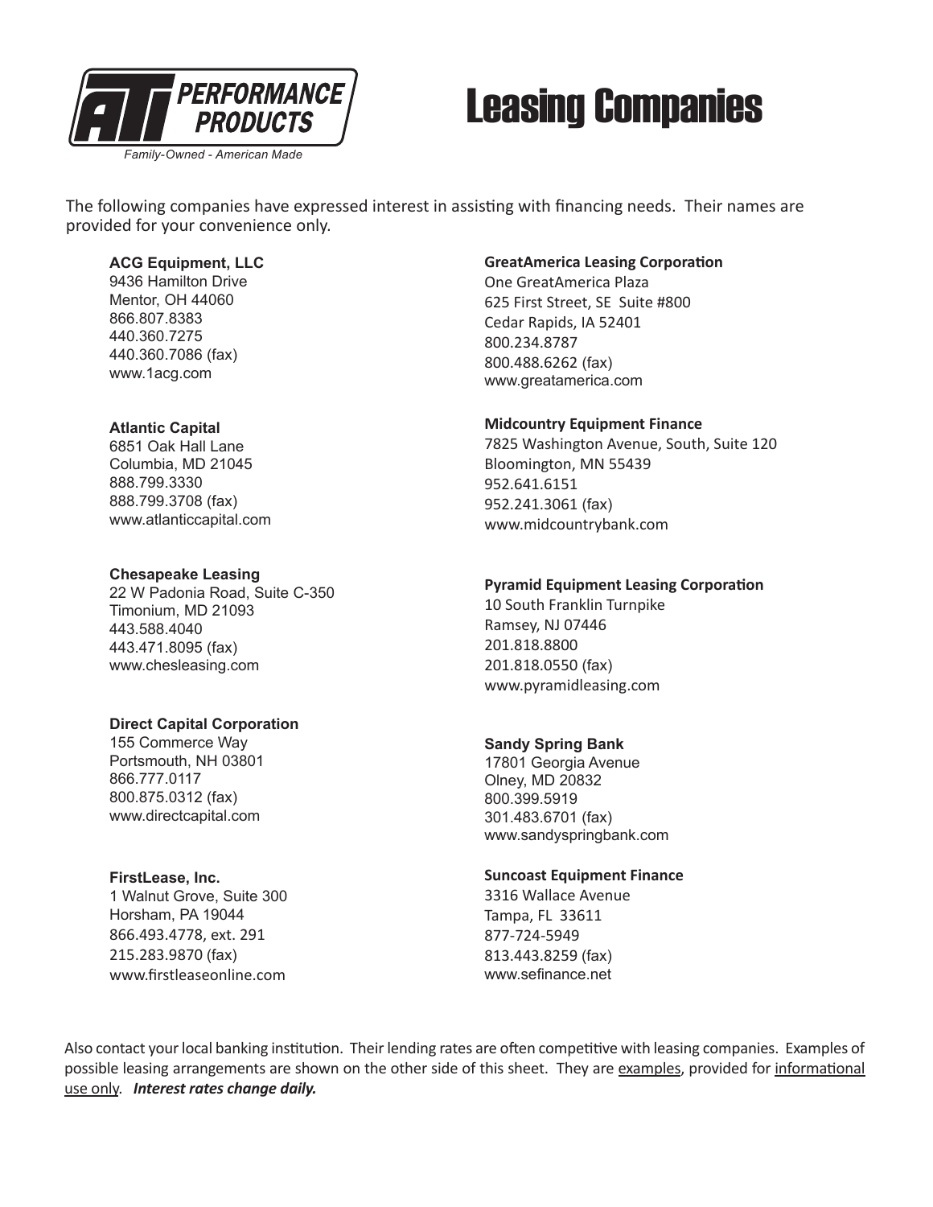# Leasing Companies

ATI PERFORMANCE PRODUCTS

*Family-Owned - American Made*

The following companies have expressed interest in assisting with financing needs. Their names are provided for your convenience only.

**ACG Equipment, LLC**
9436 Hamilton Drive
Mentor, OH 44060
866.807.8383
440.360.7275
440.360.7086 (fax)
www.1acg.com

**Atlantic Capital**
6851 Oak Hall Lane
Columbia, MD 21045
888.799.3330
888.799.3708 (fax)
www.atlanticcapital.com

**Chesapeake Leasing**
22 W Padonia Road, Suite C-350
Timonium, MD 21093
443.588.4040
443.471.8095 (fax)
www.chesleasing.com

**Direct Capital Corporation**
155 Commerce Way
Portsmouth, NH 03801
866.777.0117
800.875.0312 (fax)
www.directcapital.com

**FirstLease, Inc.**
1 Walnut Grove, Suite 300
Horsham, PA 19044
866.493.4778, ext. 291
215.283.9870 (fax)
www.firstleaseonline.com

**GreatAmerica Leasing Corporation**
One GreatAmerica Plaza
625 First Street, SE Suite #800
Cedar Rapids, IA 52401
800.234.8787
800.488.6262 (fax)
www.greatamerica.com

**Midcountry Equipment Finance**
7825 Washington Avenue, South, Suite 120
Bloomington, MN 55439
952.641.6151
952.241.3061 (fax)
www.midcountrybank.com

**Pyramid Equipment Leasing Corporation**
10 South Franklin Turnpike
Ramsey, NJ 07446
201.818.8800
201.818.0550 (fax)
www.pyramidleasing.com

**Sandy Spring Bank**
17801 Georgia Avenue
Olney, MD 20832
800.399.5919
301.483.6701 (fax)
www.sandyspringbank.com

**Suncoast Equipment Finance**
3316 Wallace Avenue
Tampa, FL 33611
877-724-5949
813.443.8259 (fax)
www.sefinance.net

Also contact your local banking institution. Their lending rates are often competitive with leasing companies. Examples of possible leasing arrangements are shown on the other side of this sheet. They are examples, provided for informational use only. ***Interest rates change daily.***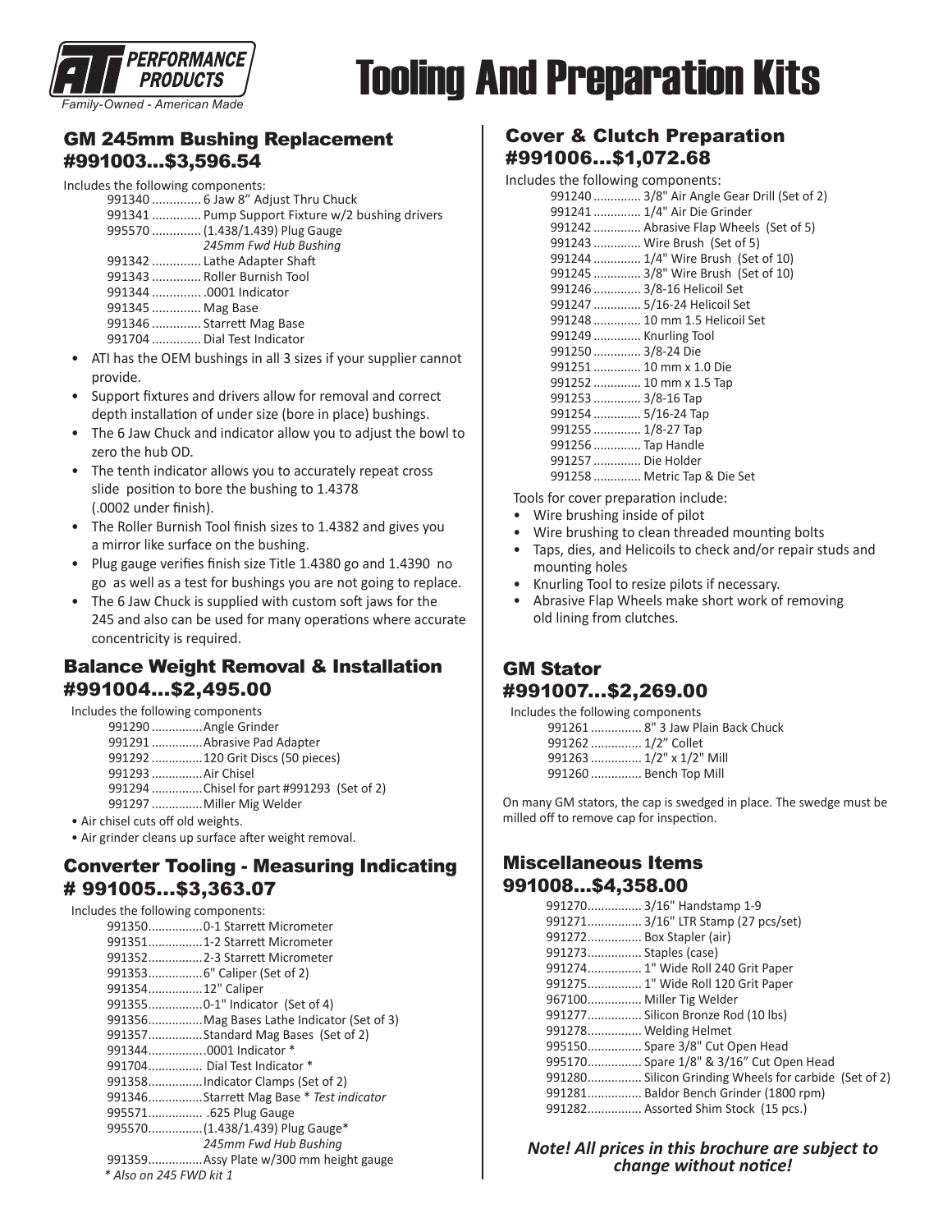**ATI PERFORMANCE PRODUCTS**
*Family-Owned - American Made*

# Tooling And Preparation Kits

## GM 245mm Bushing Replacement #991003...$3,596.54

Includes the following components:

- 991340 .............. 6 Jaw 8" Adjust Thru Chuck
- 991341 .............. Pump Support Fixture w/2 bushing drivers
- 995570 .............. (1.438/1.439) Plug Gauge *245mm Fwd Hub Bushing*
- 991342 .............. Lathe Adapter Shaft
- 991343 .............. Roller Burnish Tool
- 991344 .............. .0001 Indicator
- 991345 .............. Mag Base
- 991346 .............. Starrett Mag Base
- 991704 .............. Dial Test Indicator

- ATI has the OEM bushings in all 3 sizes if your supplier cannot provide.
- Support fixtures and drivers allow for removal and correct depth installation of under size (bore in place) bushings.
- The 6 Jaw Chuck and indicator allow you to adjust the bowl to zero the hub OD.
- The tenth indicator allows you to accurately repeat cross slide position to bore the bushing to 1.4378 (.0002 under finish).
- The Roller Burnish Tool finish sizes to 1.4382 and gives you a mirror like surface on the bushing.
- Plug gauge verifies finish size Title 1.4380 go and 1.4390 no go as well as a test for bushings you are not going to replace.
- The 6 Jaw Chuck is supplied with custom soft jaws for the 245 and also can be used for many operations where accurate concentricity is required.

## Balance Weight Removal & Installation #991004...$2,495.00

Includes the following components

- 991290 ...............Angle Grinder
- 991291 ...............Abrasive Pad Adapter
- 991292 ...............120 Grit Discs (50 pieces)
- 991293 ...............Air Chisel
- 991294 ...............Chisel for part #991293 (Set of 2)
- 991297 ...............Miller Mig Welder

- Air chisel cuts off old weights.
- Air grinder cleans up surface after weight removal.

## Converter Tooling - Measuring Indicating # 991005...$3,363.07

Includes the following components:

- 991350................0-1 Starrett Micrometer
- 991351................1-2 Starrett Micrometer
- 991352................2-3 Starrett Micrometer
- 991353................6" Caliper (Set of 2)
- 991354................12" Caliper
- 991355................0-1" Indicator (Set of 4)
- 991356................Mag Bases Lathe Indicator (Set of 3)
- 991357................Standard Mag Bases (Set of 2)
- 991344.................0001 Indicator *
- 991704................ Dial Test Indicator *
- 991358................Indicator Clamps (Set of 2)
- 991346................Starrett Mag Base * *Test indicator*
- 995571................ .625 Plug Gauge
- 995570................(1.438/1.439) Plug Gauge* *245mm Fwd Hub Bushing*
- 991359................Assy Plate w/300 mm height gauge

*\* Also on 245 FWD kit 1*

## Cover & Clutch Preparation #991006...$1,072.68

Includes the following components:

- 991240 .............. 3/8" Air Angle Gear Drill (Set of 2)
- 991241 .............. 1/4" Air Die Grinder
- 991242 .............. Abrasive Flap Wheels (Set of 5)
- 991243 .............. Wire Brush (Set of 5)
- 991244 .............. 1/4" Wire Brush (Set of 10)
- 991245 .............. 3/8" Wire Brush (Set of 10)
- 991246 .............. 3/8-16 Helicoil Set
- 991247 .............. 5/16-24 Helicoil Set
- 991248 .............. 10 mm 1.5 Helicoil Set
- 991249 .............. Knurling Tool
- 991250 .............. 3/8-24 Die
- 991251 .............. 10 mm x 1.0 Die
- 991252 .............. 10 mm x 1.5 Tap
- 991253 .............. 3/8-16 Tap
- 991254 .............. 5/16-24 Tap
- 991255 .............. 1/8-27 Tap
- 991256 .............. Tap Handle
- 991257 .............. Die Holder
- 991258 .............. Metric Tap & Die Set

Tools for cover preparation include:

- Wire brushing inside of pilot
- Wire brushing to clean threaded mounting bolts
- Taps, dies, and Helicoils to check and/or repair studs and mounting holes
- Knurling Tool to resize pilots if necessary.
- Abrasive Flap Wheels make short work of removing old lining from clutches.

## GM Stator #991007...$2,269.00

Includes the following components

- 991261 ............... 8" 3 Jaw Plain Back Chuck
- 991262 ............... 1/2" Collet
- 991263 ............... 1/2" x 1/2" Mill
- 991260 ............... Bench Top Mill

On many GM stators, the cap is swedged in place. The swedge must be milled off to remove cap for inspection.

## Miscellaneous Items 991008...$4,358.00

- 991270................ 3/16" Handstamp 1-9
- 991271................ 3/16" LTR Stamp (27 pcs/set)
- 991272................ Box Stapler (air)
- 991273................ Staples (case)
- 991274................ 1" Wide Roll 240 Grit Paper
- 991275................ 1" Wide Roll 120 Grit Paper
- 967100................ Miller Tig Welder
- 991277................ Silicon Bronze Rod (10 lbs)
- 991278................ Welding Helmet
- 995150................ Spare 3/8" Cut Open Head
- 995170................ Spare 1/8" & 3/16" Cut Open Head
- 991280................ Silicon Grinding Wheels for carbide (Set of 2)
- 991281................ Baldor Bench Grinder (1800 rpm)
- 991282................ Assorted Shim Stock (15 pcs.)

***Note! All prices in this brochure are subject to change without notice!***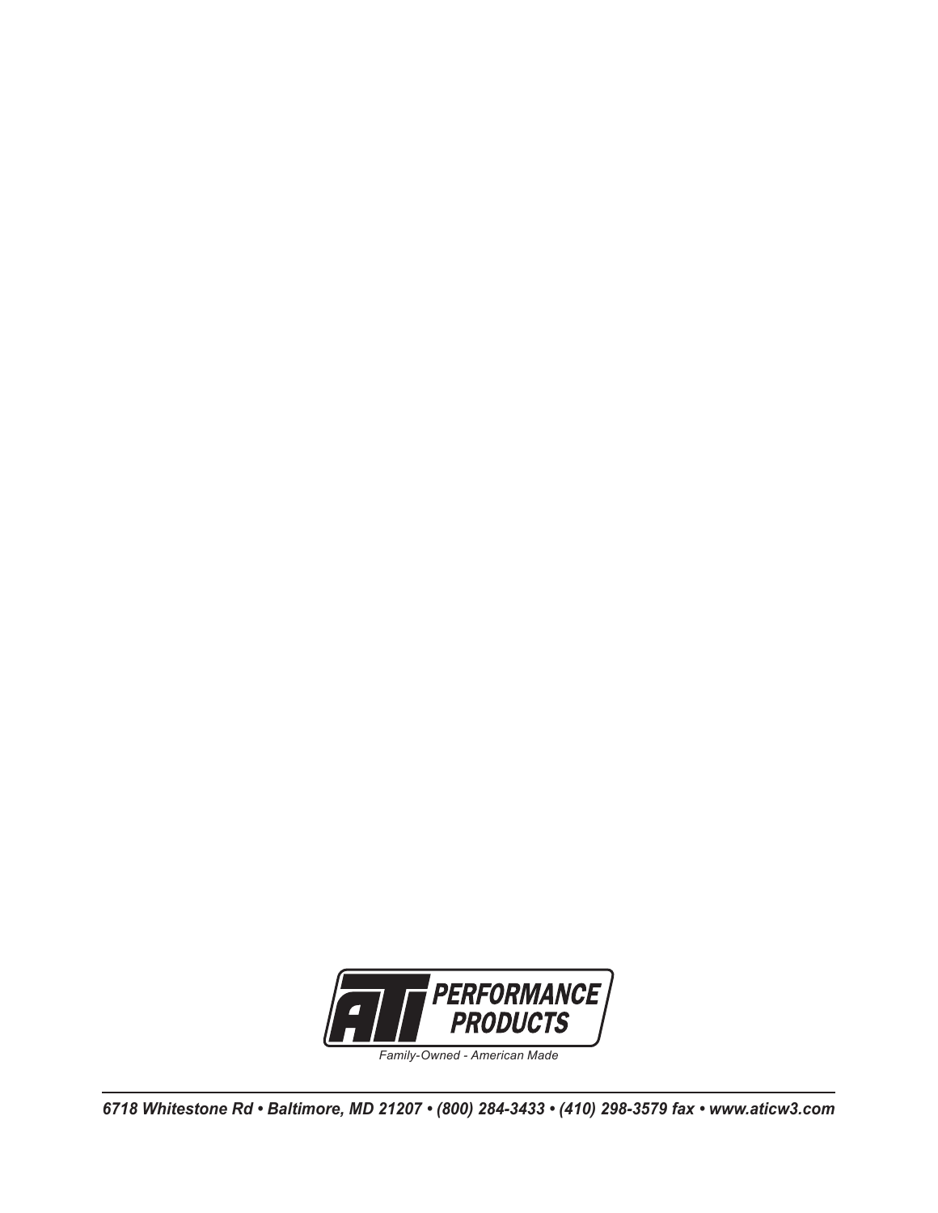ATI PERFORMANCE PRODUCTS

*Family-Owned - American Made*

---

***6718 Whitestone Rd • Baltimore, MD 21207 • (800) 284-3433 • (410) 298-3579 fax • www.aticw3.com***